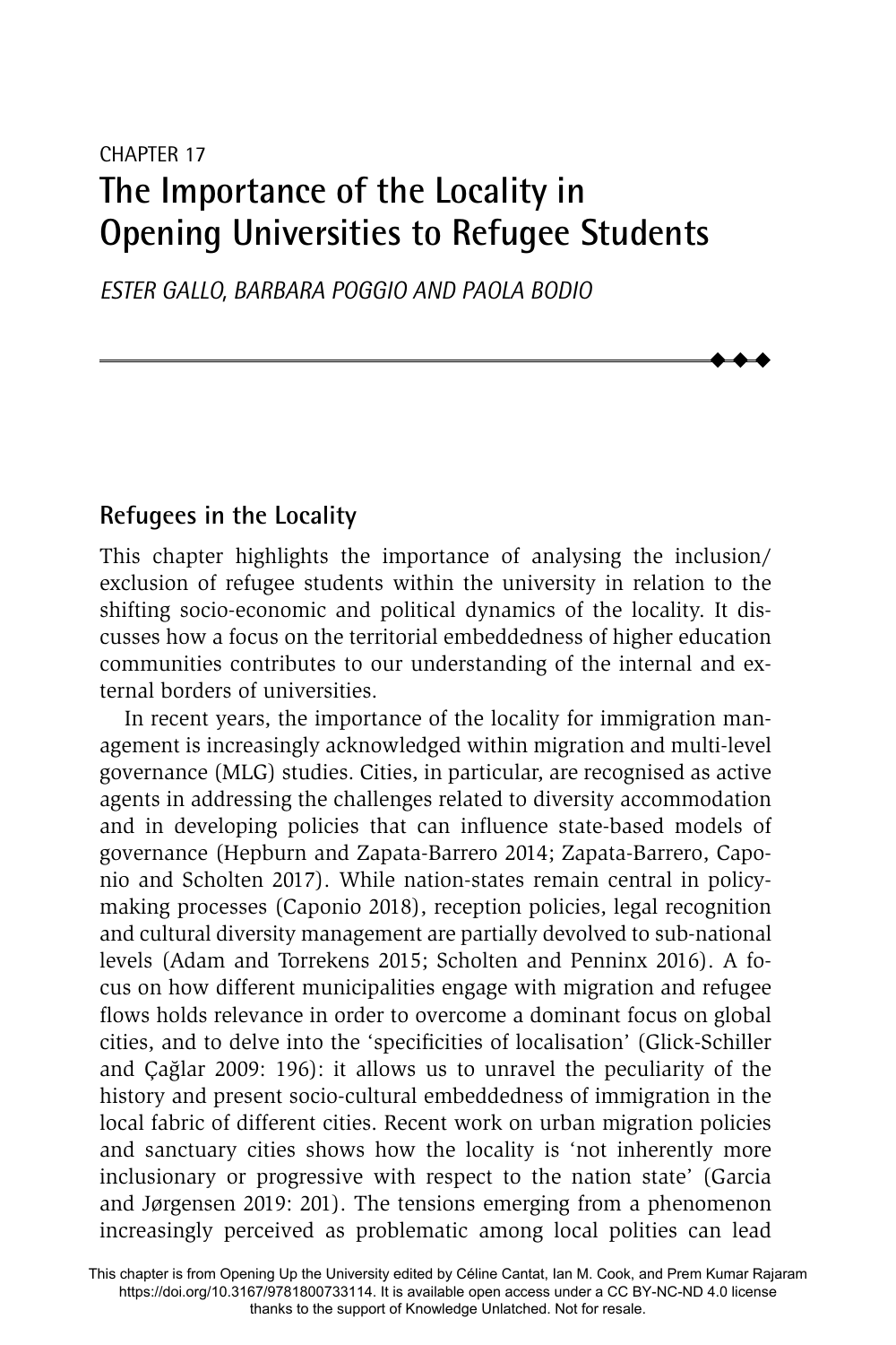CHAPTER 17

# The Importance of the Locality in Opening Universities to Refugee Students

*ESTER GALLO, BARBARA POGGIO AND PAOLA BODIO*

## Refugees in the Locality

This chapter highlights the importance of analysing the inclusion/exclusion of refugee students within the university in relation to the shifting socio-economic and political dynamics of the locality. It discusses how a focus on the territorial embeddedness of higher education communities contributes to our understanding of the internal and external borders of universities.

In recent years, the importance of the locality for immigration management is increasingly acknowledged within migration and multi-level governance (MLG) studies. Cities, in particular, are recognised as active agents in addressing the challenges related to diversity accommodation and in developing policies that can influence state-based models of governance (Hepburn and Zapata-Barrero 2014; Zapata-Barrero, Caponio and Scholten 2017). While nation-states remain central in policy-making processes (Caponio 2018), reception policies, legal recognition and cultural diversity management are partially devolved to sub-national levels (Adam and Torrekens 2015; Scholten and Penninx 2016). A focus on how different municipalities engage with migration and refugee flows holds relevance in order to overcome a dominant focus on global cities, and to delve into the 'specificities of localisation' (Glick-Schiller and Çağlar 2009: 196): it allows us to unravel the peculiarity of the history and present socio-cultural embeddedness of immigration in the local fabric of different cities. Recent work on urban migration policies and sanctuary cities shows how the locality is 'not inherently more inclusionary or progressive with respect to the nation state' (Garcia and Jørgensen 2019: 201). The tensions emerging from a phenomenon increasingly perceived as problematic among local polities can lead

This chapter is from Opening Up the University edited by Céline Cantat, Ian M. Cook, and Prem Kumar Rajaram https://doi.org/10.3167/9781800733114. It is available open access under a CC BY-NC-ND 4.0 license thanks to the support of Knowledge Unlatched. Not for resale.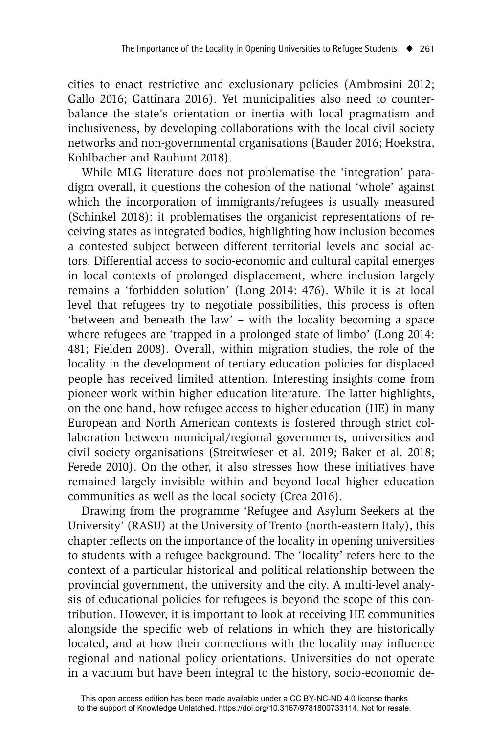cities to enact restrictive and exclusionary policies (Ambrosini 2012; Gallo 2016; Gattinara 2016). Yet municipalities also need to counterbalance the state's orientation or inertia with local pragmatism and inclusiveness, by developing collaborations with the local civil society networks and non-governmental organisations (Bauder 2016; Hoekstra, Kohlbacher and Rauhunt 2018).

While MLG literature does not problematise the 'integration' paradigm overall, it questions the cohesion of the national 'whole' against which the incorporation of immigrants/refugees is usually measured (Schinkel 2018): it problematises the organicist representations of receiving states as integrated bodies, highlighting how inclusion becomes a contested subject between different territorial levels and social actors. Differential access to socio-economic and cultural capital emerges in local contexts of prolonged displacement, where inclusion largely remains a 'forbidden solution' (Long 2014: 476). While it is at local level that refugees try to negotiate possibilities, this process is often 'between and beneath the law' – with the locality becoming a space where refugees are 'trapped in a prolonged state of limbo' (Long 2014: 481; Fielden 2008). Overall, within migration studies, the role of the locality in the development of tertiary education policies for displaced people has received limited attention. Interesting insights come from pioneer work within higher education literature. The latter highlights, on the one hand, how refugee access to higher education (HE) in many European and North American contexts is fostered through strict collaboration between municipal/regional governments, universities and civil society organisations (Streitwieser et al. 2019; Baker et al. 2018; Ferede 2010). On the other, it also stresses how these initiatives have remained largely invisible within and beyond local higher education communities as well as the local society (Crea 2016).

Drawing from the programme 'Refugee and Asylum Seekers at the University' (RASU) at the University of Trento (north-eastern Italy), this chapter reflects on the importance of the locality in opening universities to students with a refugee background. The 'locality' refers here to the context of a particular historical and political relationship between the provincial government, the university and the city. A multi-level analysis of educational policies for refugees is beyond the scope of this contribution. However, it is important to look at receiving HE communities alongside the specific web of relations in which they are historically located, and at how their connections with the locality may influence regional and national policy orientations. Universities do not operate in a vacuum but have been integral to the history, socio-economic de-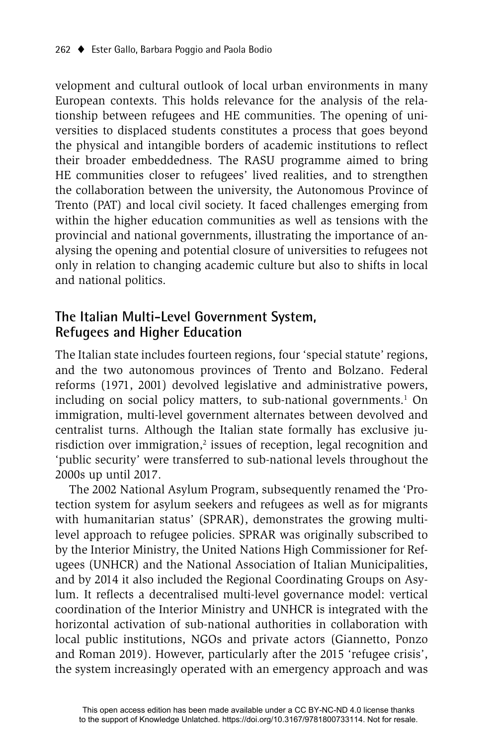velopment and cultural outlook of local urban environments in many European contexts. This holds relevance for the analysis of the relationship between refugees and HE communities. The opening of universities to displaced students constitutes a process that goes beyond the physical and intangible borders of academic institutions to reflect their broader embeddedness. The RASU programme aimed to bring HE communities closer to refugees' lived realities, and to strengthen the collaboration between the university, the Autonomous Province of Trento (PAT) and local civil society. It faced challenges emerging from within the higher education communities as well as tensions with the provincial and national governments, illustrating the importance of analysing the opening and potential closure of universities to refugees not only in relation to changing academic culture but also to shifts in local and national politics.

## The Italian Multi-Level Government System, Refugees and Higher Education

The Italian state includes fourteen regions, four 'special statute' regions, and the two autonomous provinces of Trento and Bolzano. Federal reforms (1971, 2001) devolved legislative and administrative powers, including on social policy matters, to sub-national governments.[1] On immigration, multi-level government alternates between devolved and centralist turns. Although the Italian state formally has exclusive jurisdiction over immigration,[2] issues of reception, legal recognition and 'public security' were transferred to sub-national levels throughout the 2000s up until 2017.

The 2002 National Asylum Program, subsequently renamed the 'Protection system for asylum seekers and refugees as well as for migrants with humanitarian status' (SPRAR), demonstrates the growing multi-level approach to refugee policies. SPRAR was originally subscribed to by the Interior Ministry, the United Nations High Commissioner for Refugees (UNHCR) and the National Association of Italian Municipalities, and by 2014 it also included the Regional Coordinating Groups on Asylum. It reflects a decentralised multi-level governance model: vertical coordination of the Interior Ministry and UNHCR is integrated with the horizontal activation of sub-national authorities in collaboration with local public institutions, NGOs and private actors (Giannetto, Ponzo and Roman 2019). However, particularly after the 2015 'refugee crisis', the system increasingly operated with an emergency approach and was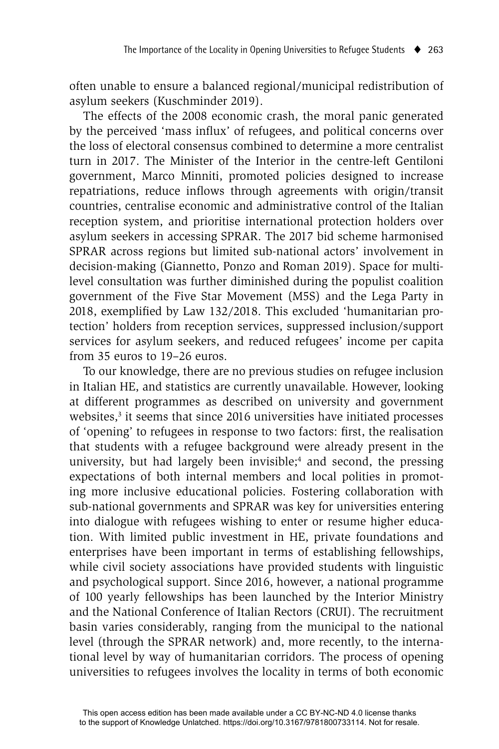often unable to ensure a balanced regional/municipal redistribution of asylum seekers (Kuschminder 2019).

The effects of the 2008 economic crash, the moral panic generated by the perceived 'mass influx' of refugees, and political concerns over the loss of electoral consensus combined to determine a more centralist turn in 2017. The Minister of the Interior in the centre-left Gentiloni government, Marco Minniti, promoted policies designed to increase repatriations, reduce inflows through agreements with origin/transit countries, centralise economic and administrative control of the Italian reception system, and prioritise international protection holders over asylum seekers in accessing SPRAR. The 2017 bid scheme harmonised SPRAR across regions but limited sub-national actors' involvement in decision-making (Giannetto, Ponzo and Roman 2019). Space for multi-level consultation was further diminished during the populist coalition government of the Five Star Movement (M5S) and the Lega Party in 2018, exemplified by Law 132/2018. This excluded 'humanitarian protection' holders from reception services, suppressed inclusion/support services for asylum seekers, and reduced refugees' income per capita from 35 euros to 19–26 euros.

To our knowledge, there are no previous studies on refugee inclusion in Italian HE, and statistics are currently unavailable. However, looking at different programmes as described on university and government websites,[3] it seems that since 2016 universities have initiated processes of 'opening' to refugees in response to two factors: first, the realisation that students with a refugee background were already present in the university, but had largely been invisible;[4] and second, the pressing expectations of both internal members and local polities in promoting more inclusive educational policies. Fostering collaboration with sub-national governments and SPRAR was key for universities entering into dialogue with refugees wishing to enter or resume higher education. With limited public investment in HE, private foundations and enterprises have been important in terms of establishing fellowships, while civil society associations have provided students with linguistic and psychological support. Since 2016, however, a national programme of 100 yearly fellowships has been launched by the Interior Ministry and the National Conference of Italian Rectors (CRUI). The recruitment basin varies considerably, ranging from the municipal to the national level (through the SPRAR network) and, more recently, to the international level by way of humanitarian corridors. The process of opening universities to refugees involves the locality in terms of both economic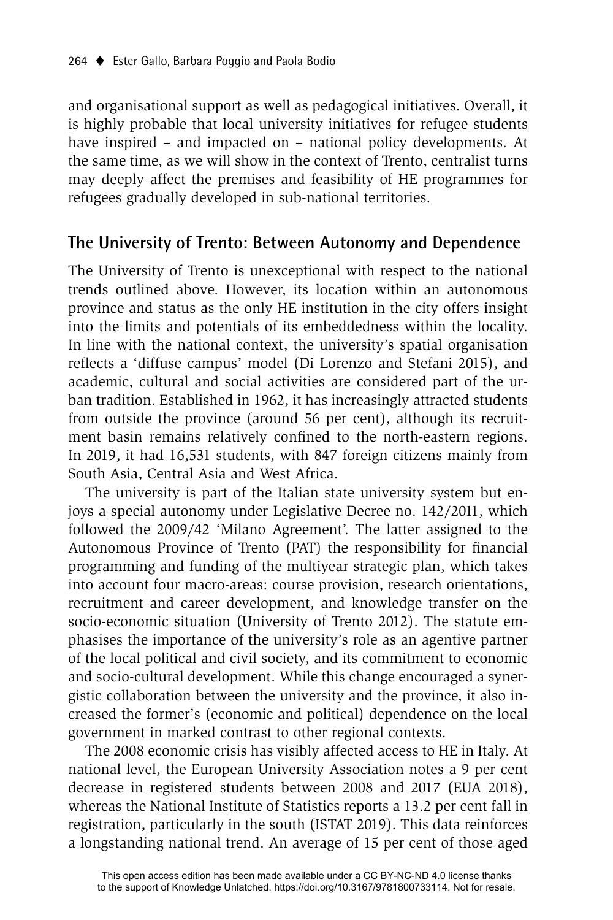and organisational support as well as pedagogical initiatives. Overall, it is highly probable that local university initiatives for refugee students have inspired – and impacted on – national policy developments. At the same time, as we will show in the context of Trento, centralist turns may deeply affect the premises and feasibility of HE programmes for refugees gradually developed in sub-national territories.

## The University of Trento: Between Autonomy and Dependence

The University of Trento is unexceptional with respect to the national trends outlined above. However, its location within an autonomous province and status as the only HE institution in the city offers insight into the limits and potentials of its embeddedness within the locality. In line with the national context, the university's spatial organisation reflects a 'diffuse campus' model (Di Lorenzo and Stefani 2015), and academic, cultural and social activities are considered part of the urban tradition. Established in 1962, it has increasingly attracted students from outside the province (around 56 per cent), although its recruitment basin remains relatively confined to the north-eastern regions. In 2019, it had 16,531 students, with 847 foreign citizens mainly from South Asia, Central Asia and West Africa.

The university is part of the Italian state university system but enjoys a special autonomy under Legislative Decree no. 142/2011, which followed the 2009/42 'Milano Agreement'. The latter assigned to the Autonomous Province of Trento (PAT) the responsibility for financial programming and funding of the multiyear strategic plan, which takes into account four macro-areas: course provision, research orientations, recruitment and career development, and knowledge transfer on the socio-economic situation (University of Trento 2012). The statute emphasises the importance of the university's role as an agentive partner of the local political and civil society, and its commitment to economic and socio-cultural development. While this change encouraged a synergistic collaboration between the university and the province, it also increased the former's (economic and political) dependence on the local government in marked contrast to other regional contexts.

The 2008 economic crisis has visibly affected access to HE in Italy. At national level, the European University Association notes a 9 per cent decrease in registered students between 2008 and 2017 (EUA 2018), whereas the National Institute of Statistics reports a 13.2 per cent fall in registration, particularly in the south (ISTAT 2019). This data reinforces a longstanding national trend. An average of 15 per cent of those aged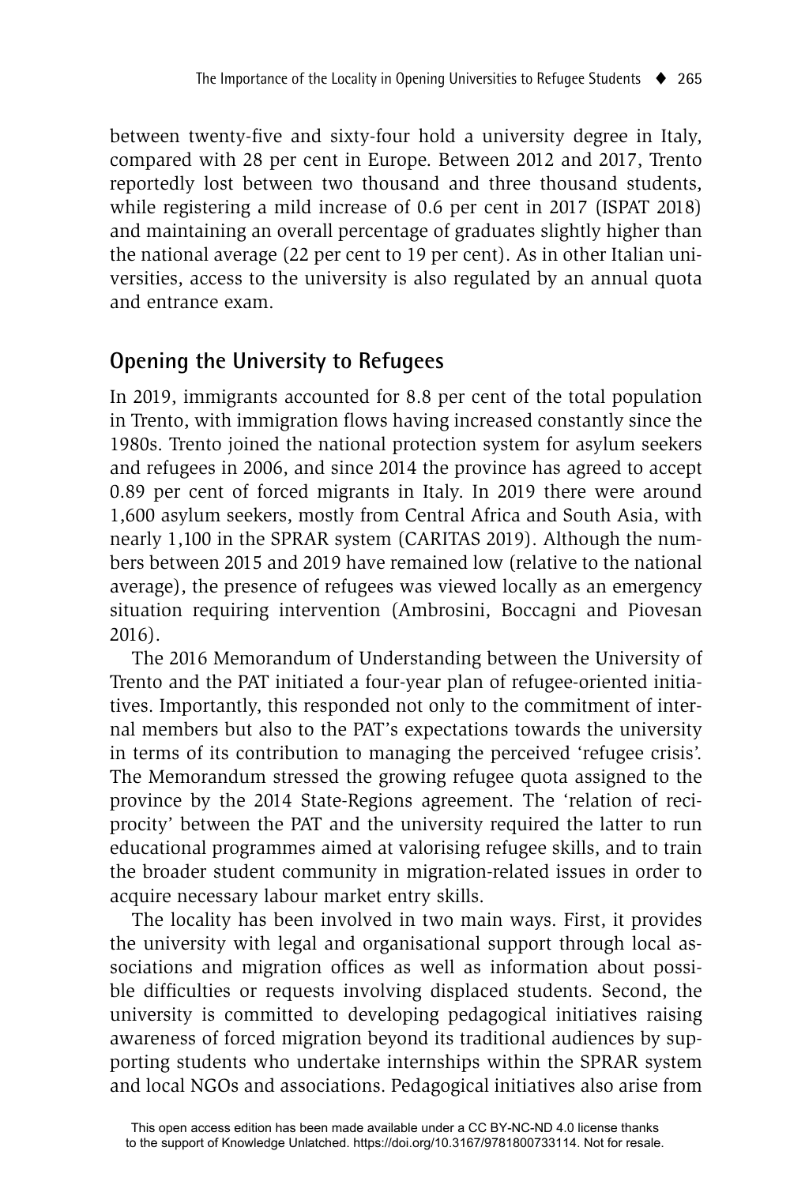between twenty-five and sixty-four hold a university degree in Italy, compared with 28 per cent in Europe. Between 2012 and 2017, Trento reportedly lost between two thousand and three thousand students, while registering a mild increase of 0.6 per cent in 2017 (ISPAT 2018) and maintaining an overall percentage of graduates slightly higher than the national average (22 per cent to 19 per cent). As in other Italian universities, access to the university is also regulated by an annual quota and entrance exam.

## Opening the University to Refugees

In 2019, immigrants accounted for 8.8 per cent of the total population in Trento, with immigration flows having increased constantly since the 1980s. Trento joined the national protection system for asylum seekers and refugees in 2006, and since 2014 the province has agreed to accept 0.89 per cent of forced migrants in Italy. In 2019 there were around 1,600 asylum seekers, mostly from Central Africa and South Asia, with nearly 1,100 in the SPRAR system (CARITAS 2019). Although the numbers between 2015 and 2019 have remained low (relative to the national average), the presence of refugees was viewed locally as an emergency situation requiring intervention (Ambrosini, Boccagni and Piovesan 2016).

The 2016 Memorandum of Understanding between the University of Trento and the PAT initiated a four-year plan of refugee-oriented initiatives. Importantly, this responded not only to the commitment of internal members but also to the PAT's expectations towards the university in terms of its contribution to managing the perceived 'refugee crisis'. The Memorandum stressed the growing refugee quota assigned to the province by the 2014 State-Regions agreement. The 'relation of reciprocity' between the PAT and the university required the latter to run educational programmes aimed at valorising refugee skills, and to train the broader student community in migration-related issues in order to acquire necessary labour market entry skills.

The locality has been involved in two main ways. First, it provides the university with legal and organisational support through local associations and migration offices as well as information about possible difficulties or requests involving displaced students. Second, the university is committed to developing pedagogical initiatives raising awareness of forced migration beyond its traditional audiences by supporting students who undertake internships within the SPRAR system and local NGOs and associations. Pedagogical initiatives also arise from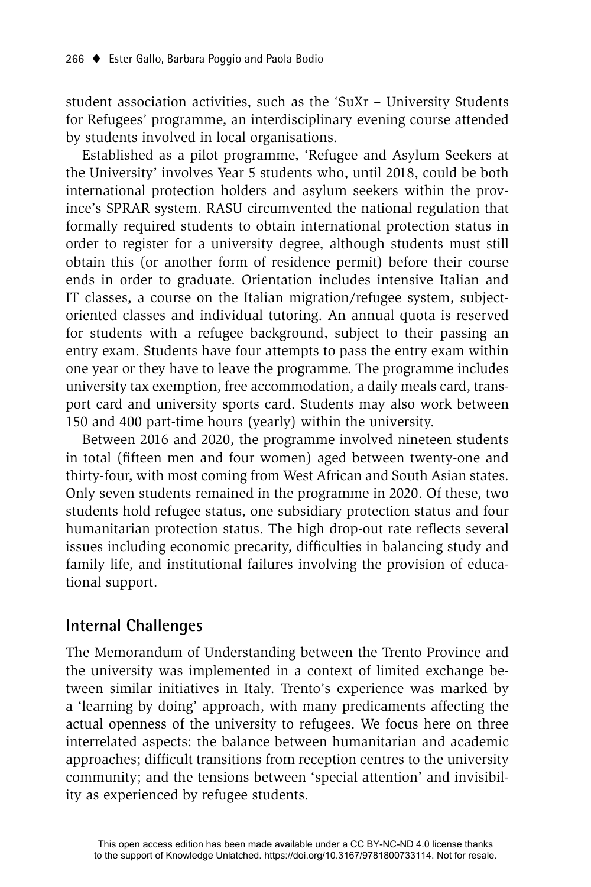student association activities, such as the 'SuXr – University Students for Refugees' programme, an interdisciplinary evening course attended by students involved in local organisations.

Established as a pilot programme, 'Refugee and Asylum Seekers at the University' involves Year 5 students who, until 2018, could be both international protection holders and asylum seekers within the province's SPRAR system. RASU circumvented the national regulation that formally required students to obtain international protection status in order to register for a university degree, although students must still obtain this (or another form of residence permit) before their course ends in order to graduate. Orientation includes intensive Italian and IT classes, a course on the Italian migration/refugee system, subject-oriented classes and individual tutoring. An annual quota is reserved for students with a refugee background, subject to their passing an entry exam. Students have four attempts to pass the entry exam within one year or they have to leave the programme. The programme includes university tax exemption, free accommodation, a daily meals card, transport card and university sports card. Students may also work between 150 and 400 part-time hours (yearly) within the university.

Between 2016 and 2020, the programme involved nineteen students in total (fifteen men and four women) aged between twenty-one and thirty-four, with most coming from West African and South Asian states. Only seven students remained in the programme in 2020. Of these, two students hold refugee status, one subsidiary protection status and four humanitarian protection status. The high drop-out rate reflects several issues including economic precarity, difficulties in balancing study and family life, and institutional failures involving the provision of educational support.

## Internal Challenges

The Memorandum of Understanding between the Trento Province and the university was implemented in a context of limited exchange between similar initiatives in Italy. Trento's experience was marked by a 'learning by doing' approach, with many predicaments affecting the actual openness of the university to refugees. We focus here on three interrelated aspects: the balance between humanitarian and academic approaches; difficult transitions from reception centres to the university community; and the tensions between 'special attention' and invisibility as experienced by refugee students.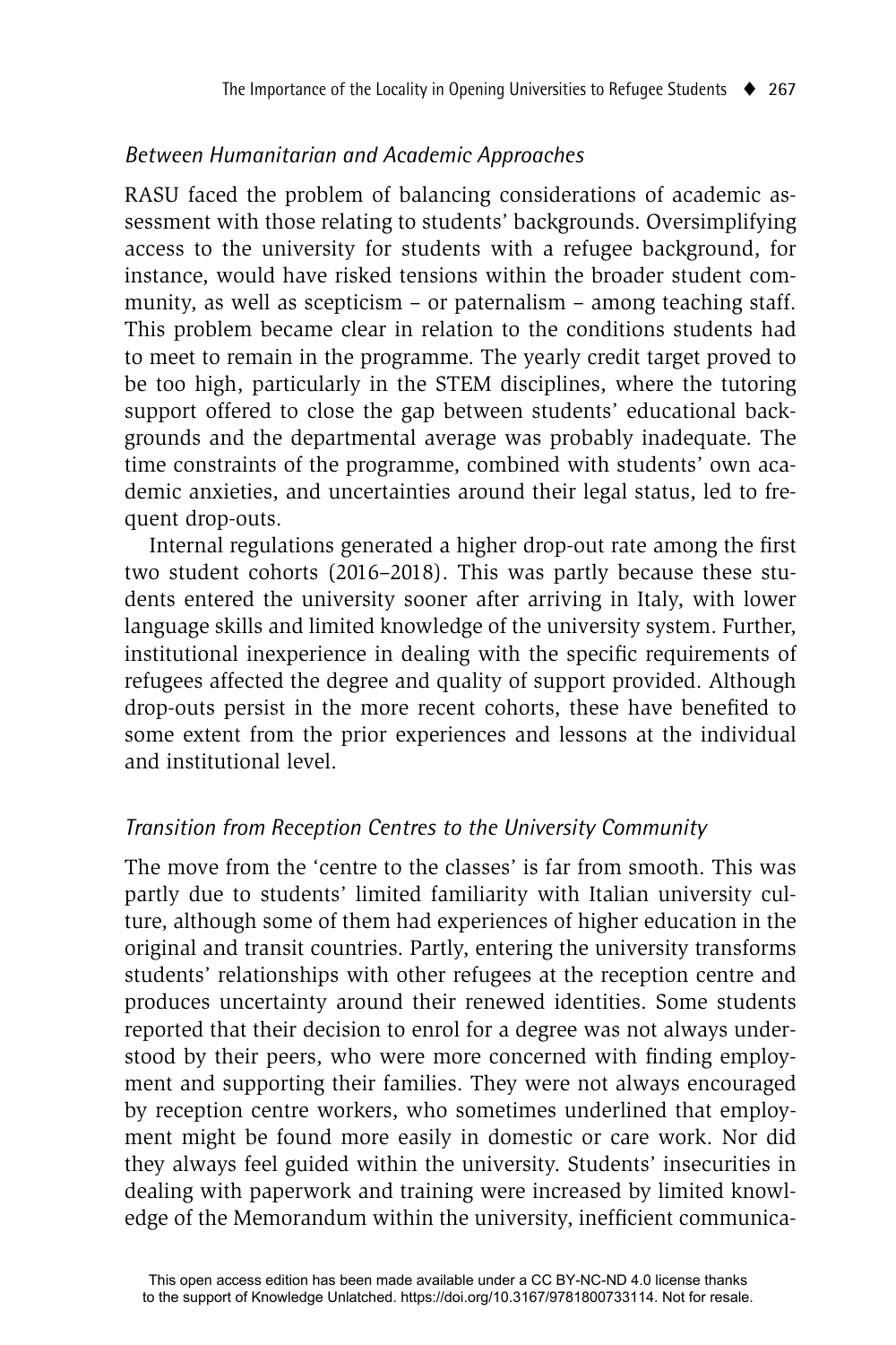### *Between Humanitarian and Academic Approaches*

RASU faced the problem of balancing considerations of academic assessment with those relating to students' backgrounds. Oversimplifying access to the university for students with a refugee background, for instance, would have risked tensions within the broader student community, as well as scepticism – or paternalism – among teaching staff. This problem became clear in relation to the conditions students had to meet to remain in the programme. The yearly credit target proved to be too high, particularly in the STEM disciplines, where the tutoring support offered to close the gap between students' educational backgrounds and the departmental average was probably inadequate. The time constraints of the programme, combined with students' own academic anxieties, and uncertainties around their legal status, led to frequent drop-outs.

Internal regulations generated a higher drop-out rate among the first two student cohorts (2016–2018). This was partly because these students entered the university sooner after arriving in Italy, with lower language skills and limited knowledge of the university system. Further, institutional inexperience in dealing with the specific requirements of refugees affected the degree and quality of support provided. Although drop-outs persist in the more recent cohorts, these have benefited to some extent from the prior experiences and lessons at the individual and institutional level.

### *Transition from Reception Centres to the University Community*

The move from the 'centre to the classes' is far from smooth. This was partly due to students' limited familiarity with Italian university culture, although some of them had experiences of higher education in the original and transit countries. Partly, entering the university transforms students' relationships with other refugees at the reception centre and produces uncertainty around their renewed identities. Some students reported that their decision to enrol for a degree was not always understood by their peers, who were more concerned with finding employment and supporting their families. They were not always encouraged by reception centre workers, who sometimes underlined that employment might be found more easily in domestic or care work. Nor did they always feel guided within the university. Students' insecurities in dealing with paperwork and training were increased by limited knowledge of the Memorandum within the university, inefficient communica-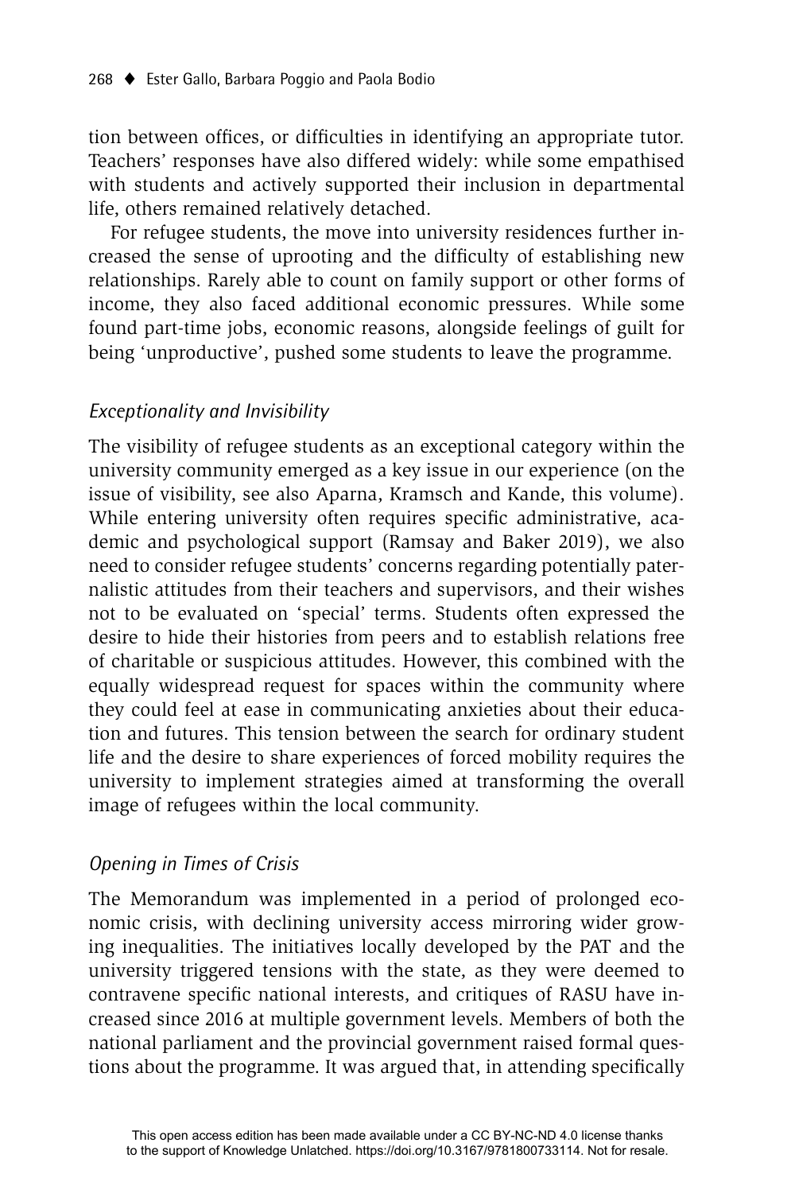tion between offices, or difficulties in identifying an appropriate tutor. Teachers' responses have also differed widely: while some empathised with students and actively supported their inclusion in departmental life, others remained relatively detached.

For refugee students, the move into university residences further increased the sense of uprooting and the difficulty of establishing new relationships. Rarely able to count on family support or other forms of income, they also faced additional economic pressures. While some found part-time jobs, economic reasons, alongside feelings of guilt for being 'unproductive', pushed some students to leave the programme.

### *Exceptionality and Invisibility*

The visibility of refugee students as an exceptional category within the university community emerged as a key issue in our experience (on the issue of visibility, see also Aparna, Kramsch and Kande, this volume). While entering university often requires specific administrative, academic and psychological support (Ramsay and Baker 2019), we also need to consider refugee students' concerns regarding potentially paternalistic attitudes from their teachers and supervisors, and their wishes not to be evaluated on 'special' terms. Students often expressed the desire to hide their histories from peers and to establish relations free of charitable or suspicious attitudes. However, this combined with the equally widespread request for spaces within the community where they could feel at ease in communicating anxieties about their education and futures. This tension between the search for ordinary student life and the desire to share experiences of forced mobility requires the university to implement strategies aimed at transforming the overall image of refugees within the local community.

### *Opening in Times of Crisis*

The Memorandum was implemented in a period of prolonged economic crisis, with declining university access mirroring wider growing inequalities. The initiatives locally developed by the PAT and the university triggered tensions with the state, as they were deemed to contravene specific national interests, and critiques of RASU have increased since 2016 at multiple government levels. Members of both the national parliament and the provincial government raised formal questions about the programme. It was argued that, in attending specifically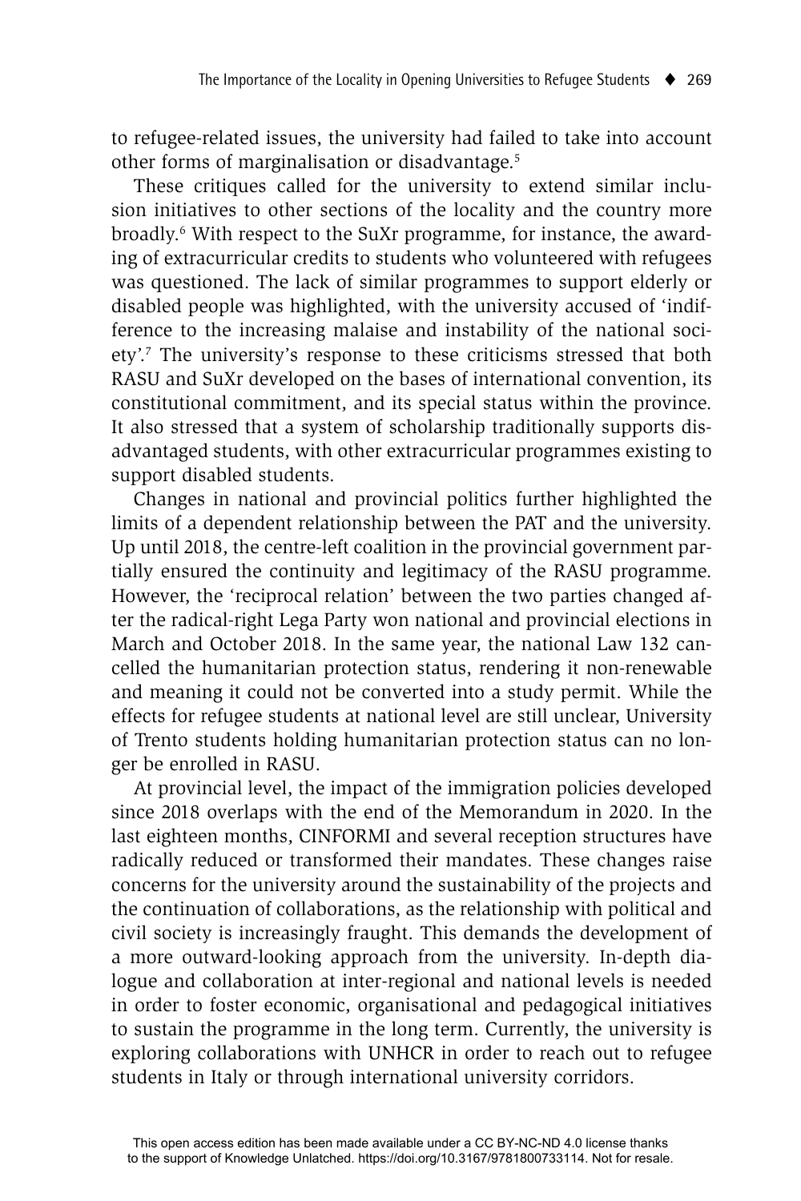to refugee-related issues, the university had failed to take into account other forms of marginalisation or disadvantage.[5]

These critiques called for the university to extend similar inclusion initiatives to other sections of the locality and the country more broadly.[6] With respect to the SuXr programme, for instance, the awarding of extracurricular credits to students who volunteered with refugees was questioned. The lack of similar programmes to support elderly or disabled people was highlighted, with the university accused of 'indifference to the increasing malaise and instability of the national society'.[7] The university's response to these criticisms stressed that both RASU and SuXr developed on the bases of international convention, its constitutional commitment, and its special status within the province. It also stressed that a system of scholarship traditionally supports disadvantaged students, with other extracurricular programmes existing to support disabled students.

Changes in national and provincial politics further highlighted the limits of a dependent relationship between the PAT and the university. Up until 2018, the centre-left coalition in the provincial government partially ensured the continuity and legitimacy of the RASU programme. However, the 'reciprocal relation' between the two parties changed after the radical-right Lega Party won national and provincial elections in March and October 2018. In the same year, the national Law 132 cancelled the humanitarian protection status, rendering it non-renewable and meaning it could not be converted into a study permit. While the effects for refugee students at national level are still unclear, University of Trento students holding humanitarian protection status can no longer be enrolled in RASU.

At provincial level, the impact of the immigration policies developed since 2018 overlaps with the end of the Memorandum in 2020. In the last eighteen months, CINFORMI and several reception structures have radically reduced or transformed their mandates. These changes raise concerns for the university around the sustainability of the projects and the continuation of collaborations, as the relationship with political and civil society is increasingly fraught. This demands the development of a more outward-looking approach from the university. In-depth dialogue and collaboration at inter-regional and national levels is needed in order to foster economic, organisational and pedagogical initiatives to sustain the programme in the long term. Currently, the university is exploring collaborations with UNHCR in order to reach out to refugee students in Italy or through international university corridors.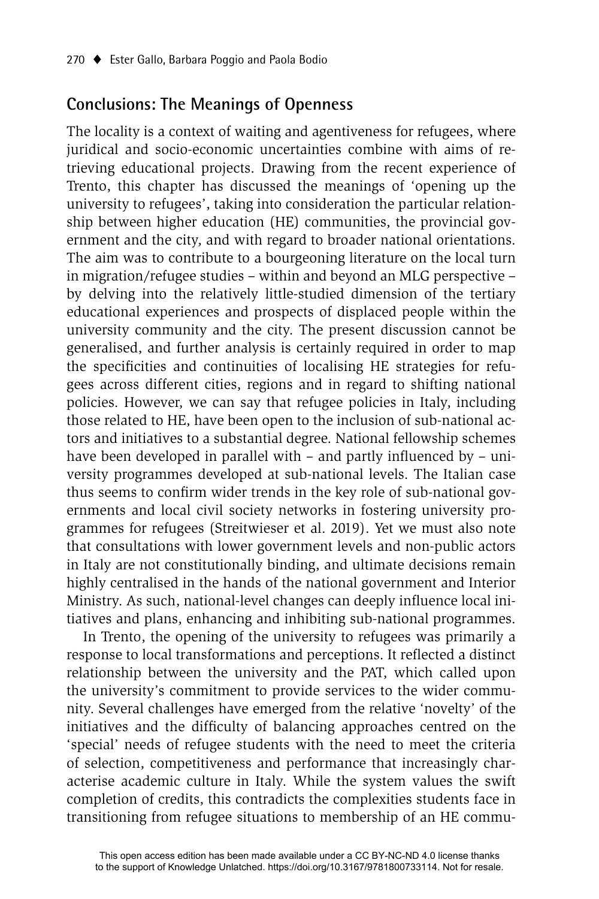## Conclusions: The Meanings of Openness

The locality is a context of waiting and agentiveness for refugees, where juridical and socio-economic uncertainties combine with aims of retrieving educational projects. Drawing from the recent experience of Trento, this chapter has discussed the meanings of 'opening up the university to refugees', taking into consideration the particular relationship between higher education (HE) communities, the provincial government and the city, and with regard to broader national orientations. The aim was to contribute to a bourgeoning literature on the local turn in migration/refugee studies – within and beyond an MLG perspective – by delving into the relatively little-studied dimension of the tertiary educational experiences and prospects of displaced people within the university community and the city. The present discussion cannot be generalised, and further analysis is certainly required in order to map the specificities and continuities of localising HE strategies for refugees across different cities, regions and in regard to shifting national policies. However, we can say that refugee policies in Italy, including those related to HE, have been open to the inclusion of sub-national actors and initiatives to a substantial degree. National fellowship schemes have been developed in parallel with – and partly influenced by – university programmes developed at sub-national levels. The Italian case thus seems to confirm wider trends in the key role of sub-national governments and local civil society networks in fostering university programmes for refugees (Streitwieser et al. 2019). Yet we must also note that consultations with lower government levels and non-public actors in Italy are not constitutionally binding, and ultimate decisions remain highly centralised in the hands of the national government and Interior Ministry. As such, national-level changes can deeply influence local initiatives and plans, enhancing and inhibiting sub-national programmes.

In Trento, the opening of the university to refugees was primarily a response to local transformations and perceptions. It reflected a distinct relationship between the university and the PAT, which called upon the university's commitment to provide services to the wider community. Several challenges have emerged from the relative 'novelty' of the initiatives and the difficulty of balancing approaches centred on the 'special' needs of refugee students with the need to meet the criteria of selection, competitiveness and performance that increasingly characterise academic culture in Italy. While the system values the swift completion of credits, this contradicts the complexities students face in transitioning from refugee situations to membership of an HE commu-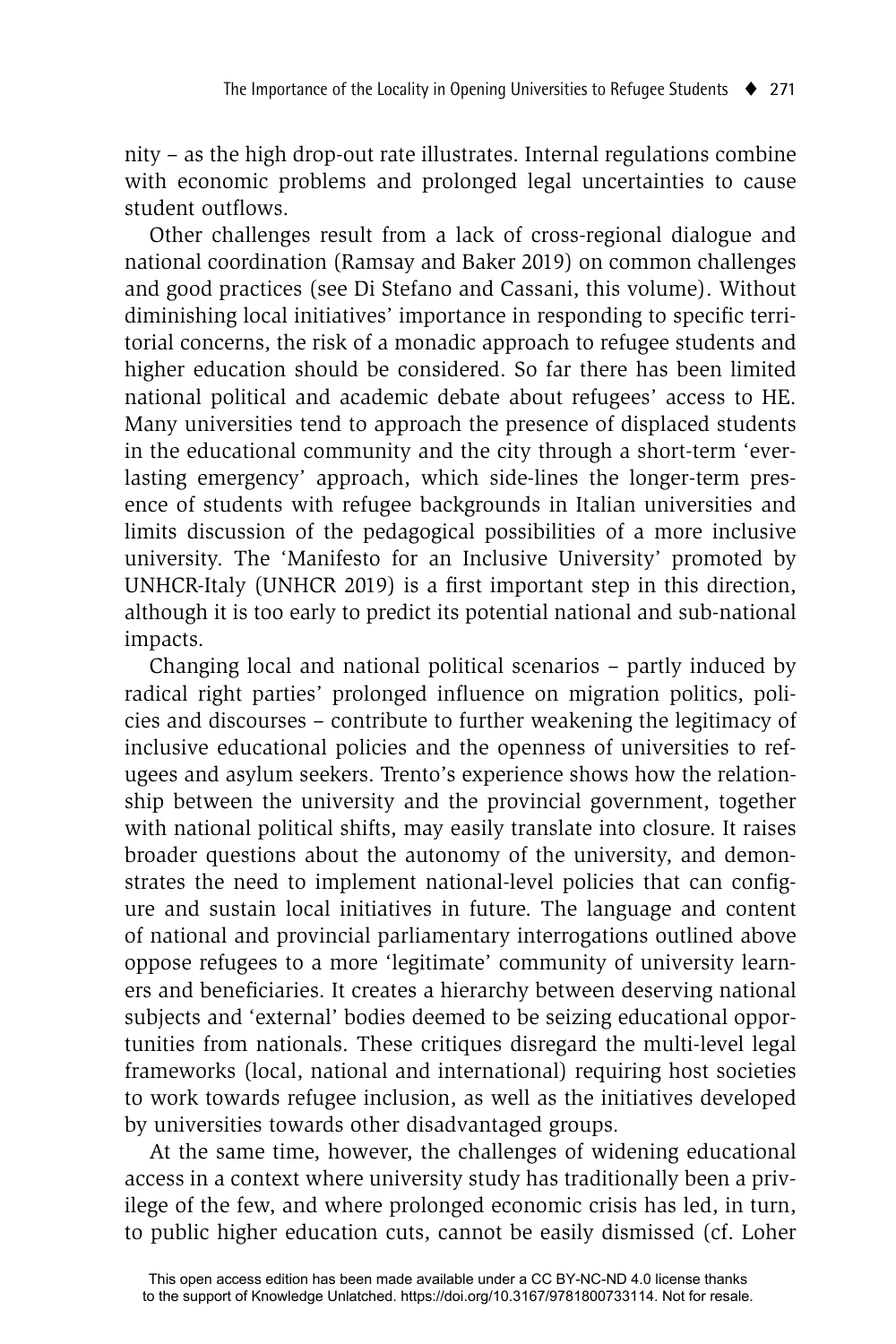nity – as the high drop-out rate illustrates. Internal regulations combine with economic problems and prolonged legal uncertainties to cause student outflows.

Other challenges result from a lack of cross-regional dialogue and national coordination (Ramsay and Baker 2019) on common challenges and good practices (see Di Stefano and Cassani, this volume). Without diminishing local initiatives' importance in responding to specific territorial concerns, the risk of a monadic approach to refugee students and higher education should be considered. So far there has been limited national political and academic debate about refugees' access to HE. Many universities tend to approach the presence of displaced students in the educational community and the city through a short-term 'everlasting emergency' approach, which side-lines the longer-term presence of students with refugee backgrounds in Italian universities and limits discussion of the pedagogical possibilities of a more inclusive university. The 'Manifesto for an Inclusive University' promoted by UNHCR-Italy (UNHCR 2019) is a first important step in this direction, although it is too early to predict its potential national and sub-national impacts.

Changing local and national political scenarios – partly induced by radical right parties' prolonged influence on migration politics, policies and discourses – contribute to further weakening the legitimacy of inclusive educational policies and the openness of universities to refugees and asylum seekers. Trento's experience shows how the relationship between the university and the provincial government, together with national political shifts, may easily translate into closure. It raises broader questions about the autonomy of the university, and demonstrates the need to implement national-level policies that can configure and sustain local initiatives in future. The language and content of national and provincial parliamentary interrogations outlined above oppose refugees to a more 'legitimate' community of university learners and beneficiaries. It creates a hierarchy between deserving national subjects and 'external' bodies deemed to be seizing educational opportunities from nationals. These critiques disregard the multi-level legal frameworks (local, national and international) requiring host societies to work towards refugee inclusion, as well as the initiatives developed by universities towards other disadvantaged groups.

At the same time, however, the challenges of widening educational access in a context where university study has traditionally been a privilege of the few, and where prolonged economic crisis has led, in turn, to public higher education cuts, cannot be easily dismissed (cf. Loher

This open access edition has been made available under a CC BY-NC-ND 4.0 license thanks to the support of Knowledge Unlatched. https://doi.org/10.3167/9781800733114. Not for resale.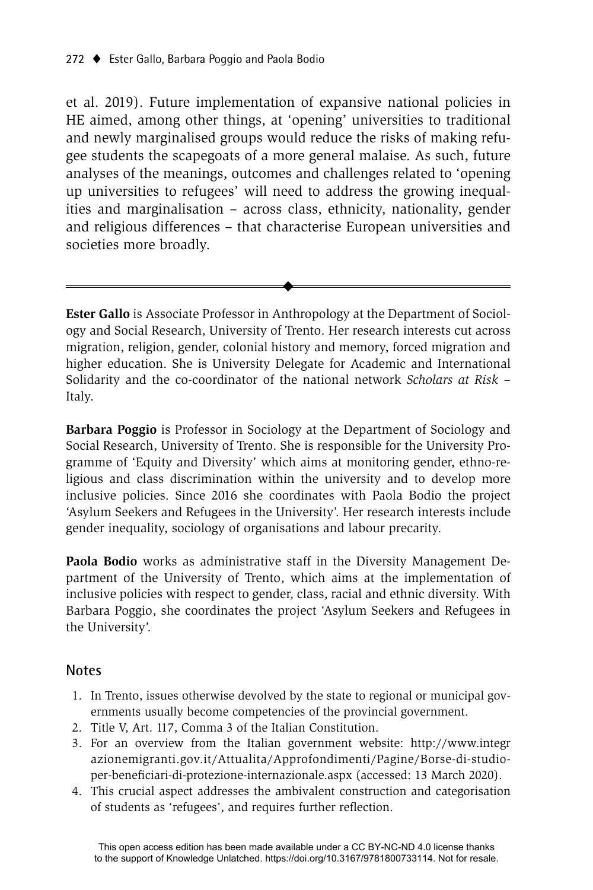et al. 2019). Future implementation of expansive national policies in HE aimed, among other things, at 'opening' universities to traditional and newly marginalised groups would reduce the risks of making refugee students the scapegoats of a more general malaise. As such, future analyses of the meanings, outcomes and challenges related to 'opening up universities to refugees' will need to address the growing inequalities and marginalisation – across class, ethnicity, nationality, gender and religious differences – that characterise European universities and societies more broadly.

---

**Ester Gallo** is Associate Professor in Anthropology at the Department of Sociology and Social Research, University of Trento. Her research interests cut across migration, religion, gender, colonial history and memory, forced migration and higher education. She is University Delegate for Academic and International Solidarity and the co-coordinator of the national network *Scholars at Risk* – Italy.

**Barbara Poggio** is Professor in Sociology at the Department of Sociology and Social Research, University of Trento. She is responsible for the University Programme of 'Equity and Diversity' which aims at monitoring gender, ethno-religious and class discrimination within the university and to develop more inclusive policies. Since 2016 she coordinates with Paola Bodio the project 'Asylum Seekers and Refugees in the University'. Her research interests include gender inequality, sociology of organisations and labour precarity.

**Paola Bodio** works as administrative staff in the Diversity Management Department of the University of Trento, which aims at the implementation of inclusive policies with respect to gender, class, racial and ethnic diversity. With Barbara Poggio, she coordinates the project 'Asylum Seekers and Refugees in the University'.

## Notes

1. In Trento, issues otherwise devolved by the state to regional or municipal governments usually become competencies of the provincial government.
2. Title V, Art. 117, Comma 3 of the Italian Constitution.
3. For an overview from the Italian government website: http://www.integrazionemigranti.gov.it/Attualita/Approfondimenti/Pagine/Borse-di-studio-per-beneficiari-di-protezione-internazionale.aspx (accessed: 13 March 2020).
4. This crucial aspect addresses the ambivalent construction and categorisation of students as 'refugees', and requires further reflection.

This open access edition has been made available under a CC BY-NC-ND 4.0 license thanks to the support of Knowledge Unlatched. https://doi.org/10.3167/9781800733114. Not for resale.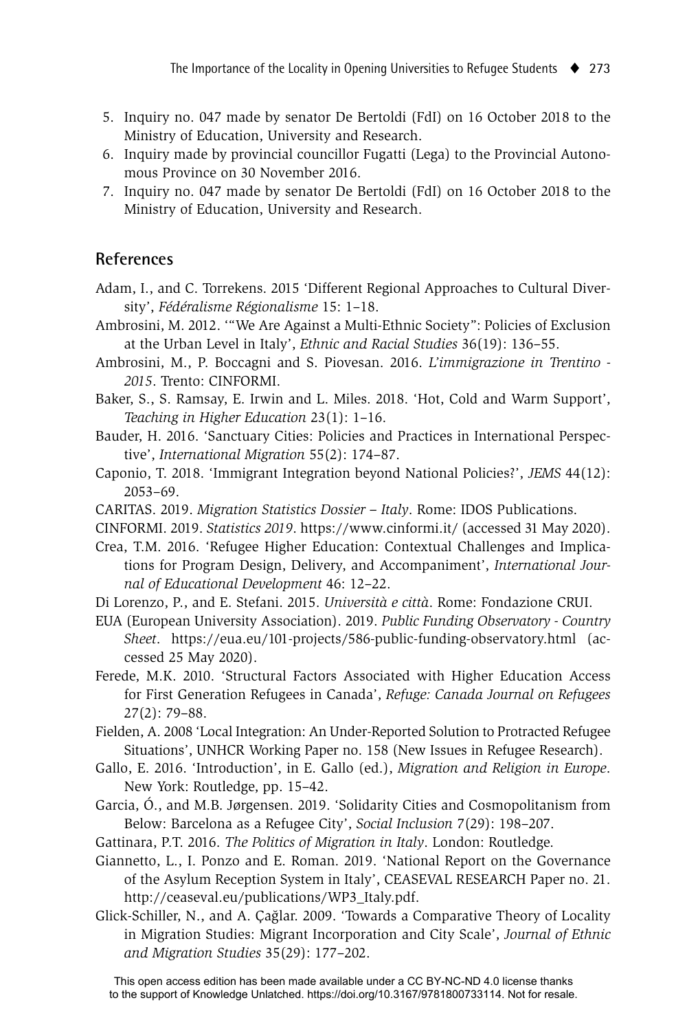5. Inquiry no. 047 made by senator De Bertoldi (FdI) on 16 October 2018 to the Ministry of Education, University and Research.
6. Inquiry made by provincial councillor Fugatti (Lega) to the Provincial Autonomous Province on 30 November 2016.
7. Inquiry no. 047 made by senator De Bertoldi (FdI) on 16 October 2018 to the Ministry of Education, University and Research.

## References

Adam, I., and C. Torrekens. 2015 'Different Regional Approaches to Cultural Diversity', *Fédéralisme Régionalisme* 15: 1–18.

Ambrosini, M. 2012. '"We Are Against a Multi-Ethnic Society": Policies of Exclusion at the Urban Level in Italy', *Ethnic and Racial Studies* 36(19): 136–55.

Ambrosini, M., P. Boccagni and S. Piovesan. 2016. *L'immigrazione in Trentino - 2015*. Trento: CINFORMI.

Baker, S., S. Ramsay, E. Irwin and L. Miles. 2018. 'Hot, Cold and Warm Support', *Teaching in Higher Education* 23(1): 1–16.

Bauder, H. 2016. 'Sanctuary Cities: Policies and Practices in International Perspective', *International Migration* 55(2): 174–87.

Caponio, T. 2018. 'Immigrant Integration beyond National Policies?', *JEMS* 44(12): 2053–69.

CARITAS. 2019. *Migration Statistics Dossier – Italy*. Rome: IDOS Publications.

CINFORMI. 2019. *Statistics 2019*. https://www.cinformi.it/ (accessed 31 May 2020).

Crea, T.M. 2016. 'Refugee Higher Education: Contextual Challenges and Implications for Program Design, Delivery, and Accompaniment', *International Journal of Educational Development* 46: 12–22.

Di Lorenzo, P., and E. Stefani. 2015. *Università e città*. Rome: Fondazione CRUI.

EUA (European University Association). 2019. *Public Funding Observatory - Country Sheet*. https://eua.eu/101-projects/586-public-funding-observatory.html (accessed 25 May 2020).

Ferede, M.K. 2010. 'Structural Factors Associated with Higher Education Access for First Generation Refugees in Canada', *Refuge: Canada Journal on Refugees* 27(2): 79–88.

Fielden, A. 2008 'Local Integration: An Under-Reported Solution to Protracted Refugee Situations', UNHCR Working Paper no. 158 (New Issues in Refugee Research).

Gallo, E. 2016. 'Introduction', in E. Gallo (ed.), *Migration and Religion in Europe*. New York: Routledge, pp. 15–42.

Garcia, Ó., and M.B. Jørgensen. 2019. 'Solidarity Cities and Cosmopolitanism from Below: Barcelona as a Refugee City', *Social Inclusion* 7(29): 198–207.

Gattinara, P.T. 2016. *The Politics of Migration in Italy*. London: Routledge.

Giannetto, L., I. Ponzo and E. Roman. 2019. 'National Report on the Governance of the Asylum Reception System in Italy', CEASEVAL RESEARCH Paper no. 21. http://ceaseval.eu/publications/WP3_Italy.pdf.

Glick-Schiller, N., and A. Çağlar. 2009. 'Towards a Comparative Theory of Locality in Migration Studies: Migrant Incorporation and City Scale', *Journal of Ethnic and Migration Studies* 35(29): 177–202.

This open access edition has been made available under a CC BY-NC-ND 4.0 license thanks to the support of Knowledge Unlatched. https://doi.org/10.3167/9781800733114. Not for resale.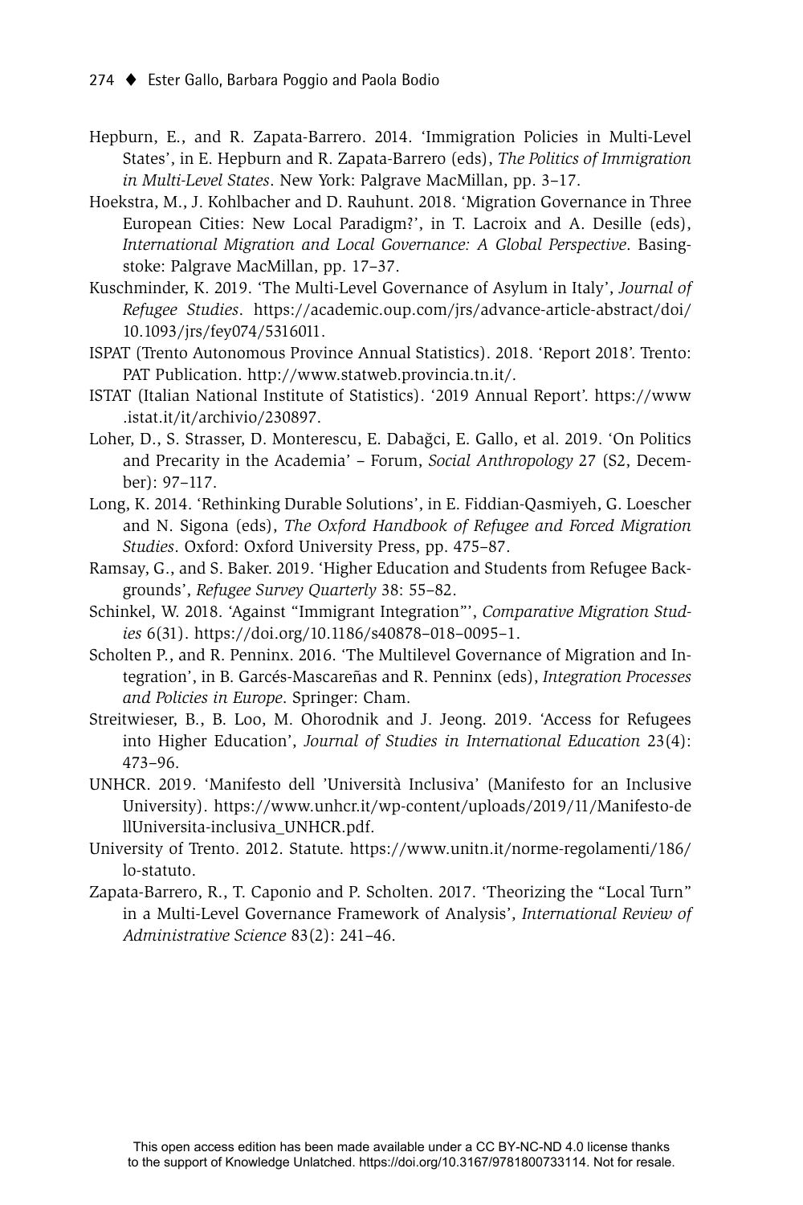Hepburn, E., and R. Zapata-Barrero. 2014. 'Immigration Policies in Multi-Level States', in E. Hepburn and R. Zapata-Barrero (eds), *The Politics of Immigration in Multi-Level States*. New York: Palgrave MacMillan, pp. 3–17.

Hoekstra, M., J. Kohlbacher and D. Rauhunt. 2018. 'Migration Governance in Three European Cities: New Local Paradigm?', in T. Lacroix and A. Desille (eds), *International Migration and Local Governance: A Global Perspective*. Basingstoke: Palgrave MacMillan, pp. 17–37.

Kuschminder, K. 2019. 'The Multi-Level Governance of Asylum in Italy', *Journal of Refugee Studies*. https://academic.oup.com/jrs/advance-article-abstract/doi/10.1093/jrs/fey074/5316011.

ISPAT (Trento Autonomous Province Annual Statistics). 2018. 'Report 2018'. Trento: PAT Publication. http://www.statweb.provincia.tn.it/.

ISTAT (Italian National Institute of Statistics). '2019 Annual Report'. https://www.istat.it/it/archivio/230897.

Loher, D., S. Strasser, D. Monterescu, E. Dabağci, E. Gallo, et al. 2019. 'On Politics and Precarity in the Academia' – Forum, *Social Anthropology* 27 (S2, December): 97–117.

Long, K. 2014. 'Rethinking Durable Solutions', in E. Fiddian-Qasmiyeh, G. Loescher and N. Sigona (eds), *The Oxford Handbook of Refugee and Forced Migration Studies*. Oxford: Oxford University Press, pp. 475–87.

Ramsay, G., and S. Baker. 2019. 'Higher Education and Students from Refugee Backgrounds', *Refugee Survey Quarterly* 38: 55–82.

Schinkel, W. 2018. 'Against "Immigrant Integration"', *Comparative Migration Studies* 6(31). https://doi.org/10.1186/s40878–018–0095–1.

Scholten P., and R. Penninx. 2016. 'The Multilevel Governance of Migration and Integration', in B. Garcés-Mascareñas and R. Penninx (eds), *Integration Processes and Policies in Europe*. Springer: Cham.

Streitwieser, B., B. Loo, M. Ohorodnik and J. Jeong. 2019. 'Access for Refugees into Higher Education', *Journal of Studies in International Education* 23(4): 473–96.

UNHCR. 2019. 'Manifesto dell 'Università Inclusiva' (Manifesto for an Inclusive University). https://www.unhcr.it/wp-content/uploads/2019/11/Manifesto-dellUniversita-inclusiva_UNHCR.pdf.

University of Trento. 2012. Statute. https://www.unitn.it/norme-regolamenti/186/lo-statuto.

Zapata-Barrero, R., T. Caponio and P. Scholten. 2017. 'Theorizing the "Local Turn" in a Multi-Level Governance Framework of Analysis', *International Review of Administrative Science* 83(2): 241–46.

This open access edition has been made available under a CC BY-NC-ND 4.0 license thanks to the support of Knowledge Unlatched. https://doi.org/10.3167/9781800733114. Not for resale.